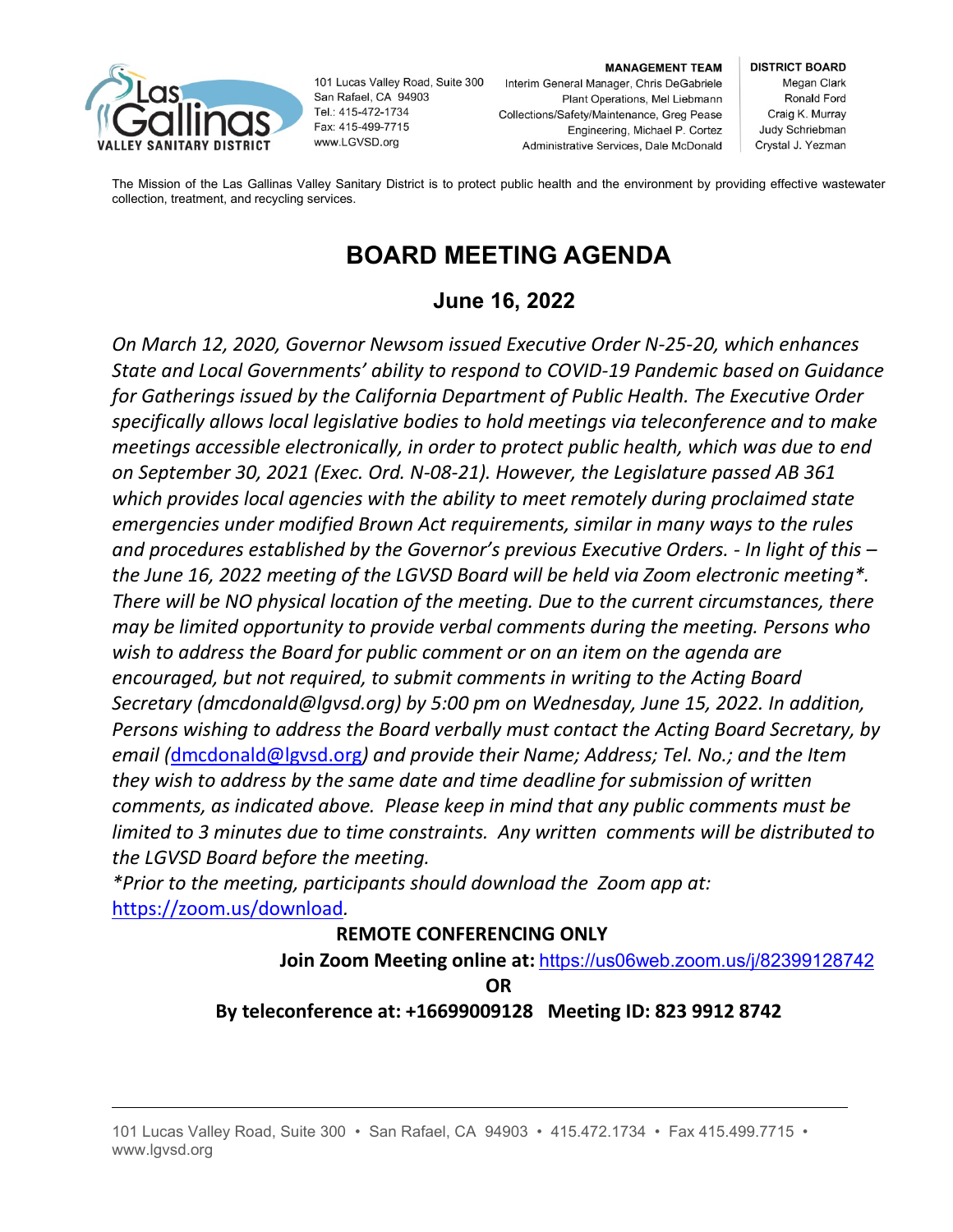LAS GALLINAS VALLEY SANITARY DISTRICT

101 Lucas Valley Road, Suite 300
San Rafael, CA 94903
Tel.: 415-472-1734
Fax: 415-499-7715
www.LGVSD.org

**MANAGEMENT TEAM**
Interim General Manager, Chris DeGabriele
Plant Operations, Mel Liebmann
Collections/Safety/Maintenance, Greg Pease
Engineering, Michael P. Cortez
Administrative Services, Dale McDonald

**DISTRICT BOARD**
Megan Clark
Ronald Ford
Craig K. Murray
Judy Schriebman
Crystal J. Yezman

The Mission of the Las Gallinas Valley Sanitary District is to protect public health and the environment by providing effective wastewater collection, treatment, and recycling services.

# BOARD MEETING AGENDA

## June 16, 2022

*On March 12, 2020, Governor Newsom issued Executive Order N-25-20, which enhances State and Local Governments' ability to respond to COVID-19 Pandemic based on Guidance for Gatherings issued by the California Department of Public Health. The Executive Order specifically allows local legislative bodies to hold meetings via teleconference and to make meetings accessible electronically, in order to protect public health, which was due to end on September 30, 2021 (Exec. Ord. N-08-21). However, the Legislature passed AB 361 which provides local agencies with the ability to meet remotely during proclaimed state emergencies under modified Brown Act requirements, similar in many ways to the rules and procedures established by the Governor's previous Executive Orders. - In light of this – the June 16, 2022 meeting of the LGVSD Board will be held via Zoom electronic meeting*. There will be NO physical location of the meeting. Due to the current circumstances, there may be limited opportunity to provide verbal comments during the meeting. Persons who wish to address the Board for public comment or on an item on the agenda are encouraged, but not required, to submit comments in writing to the Acting Board Secretary (dmcdonald@lgvsd.org) by 5:00 pm on Wednesday, June 15, 2022. In addition, Persons wishing to address the Board verbally must contact the Acting Board Secretary, by email (dmcdonald@lgvsd.org) and provide their Name; Address; Tel. No.; and the Item they wish to address by the same date and time deadline for submission of written comments, as indicated above. Please keep in mind that any public comments must be limited to 3 minutes due to time constraints. Any written comments will be distributed to the LGVSD Board before the meeting.*

**Prior to the meeting, participants should download the Zoom app at: https://zoom.us/download.*

**REMOTE CONFERENCING ONLY**

**Join Zoom Meeting online at:** https://us06web.zoom.us/j/82399128742

**OR**

**By teleconference at: +16699009128 Meeting ID: 823 9912 8742**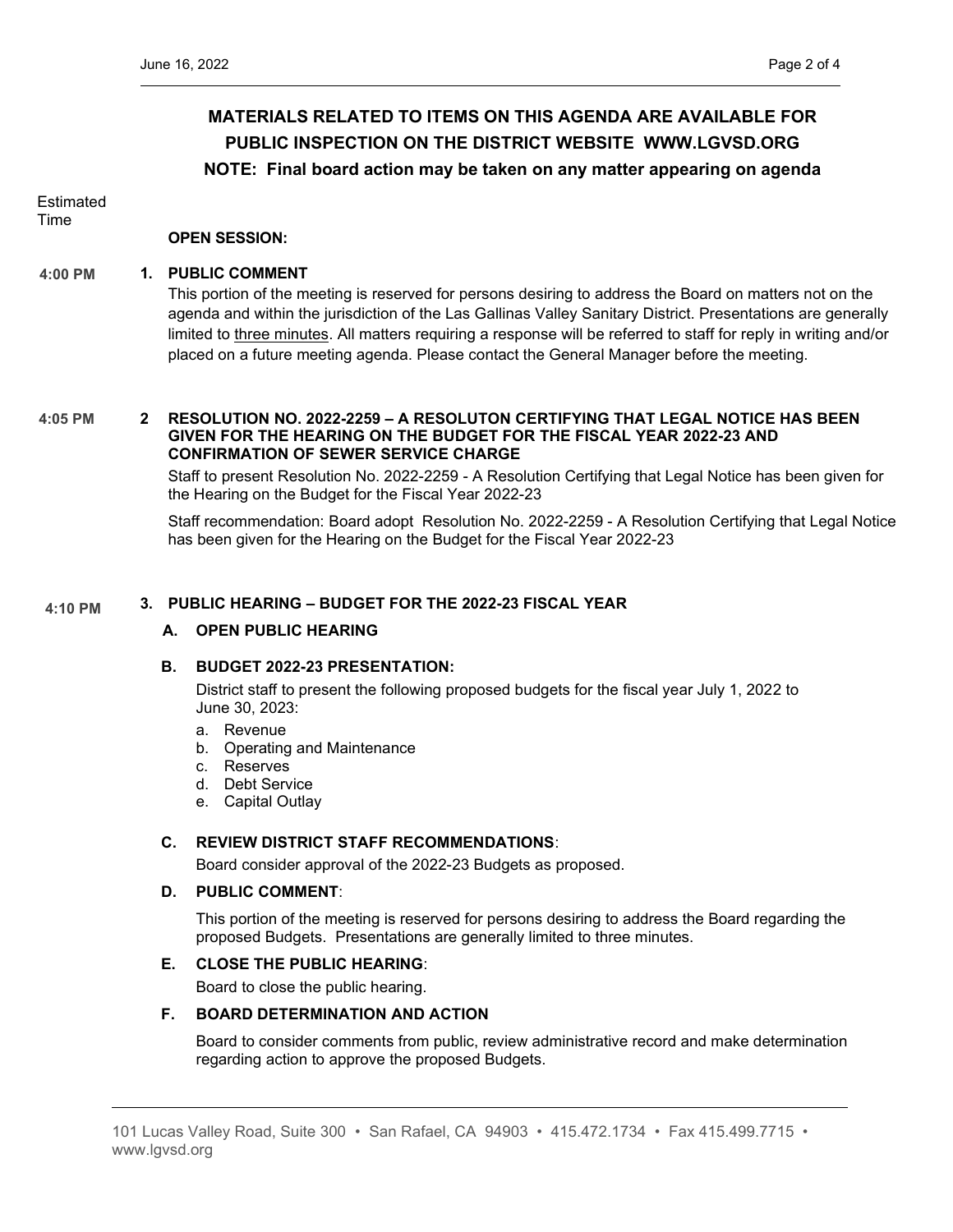**MATERIALS RELATED TO ITEMS ON THIS AGENDA ARE AVAILABLE FOR PUBLIC INSPECTION ON THE DISTRICT WEBSITE WWW.LGVSD.ORG**

**NOTE: Final board action may be taken on any matter appearing on agenda**

Estimated Time

**OPEN SESSION:**

**4:00 PM** **1. PUBLIC COMMENT**

This portion of the meeting is reserved for persons desiring to address the Board on matters not on the agenda and within the jurisdiction of the Las Gallinas Valley Sanitary District. Presentations are generally limited to three minutes. All matters requiring a response will be referred to staff for reply in writing and/or placed on a future meeting agenda. Please contact the General Manager before the meeting.

**4:05 PM** **2 RESOLUTION NO. 2022-2259 – A RESOLUTON CERTIFYING THAT LEGAL NOTICE HAS BEEN GIVEN FOR THE HEARING ON THE BUDGET FOR THE FISCAL YEAR 2022-23 AND CONFIRMATION OF SEWER SERVICE CHARGE**

Staff to present Resolution No. 2022-2259 - A Resolution Certifying that Legal Notice has been given for the Hearing on the Budget for the Fiscal Year 2022-23

Staff recommendation: Board adopt Resolution No. 2022-2259 - A Resolution Certifying that Legal Notice has been given for the Hearing on the Budget for the Fiscal Year 2022-23

**4:10 PM** **3. PUBLIC HEARING – BUDGET FOR THE 2022-23 FISCAL YEAR**

**A. OPEN PUBLIC HEARING**

**B. BUDGET 2022-23 PRESENTATION:**

District staff to present the following proposed budgets for the fiscal year July 1, 2022 to June 30, 2023:

a. Revenue
b. Operating and Maintenance
c. Reserves
d. Debt Service
e. Capital Outlay

**C. REVIEW DISTRICT STAFF RECOMMENDATIONS**:

Board consider approval of the 2022-23 Budgets as proposed.

**D. PUBLIC COMMENT**:

This portion of the meeting is reserved for persons desiring to address the Board regarding the proposed Budgets. Presentations are generally limited to three minutes.

**E. CLOSE THE PUBLIC HEARING**:

Board to close the public hearing.

**F. BOARD DETERMINATION AND ACTION**

Board to consider comments from public, review administrative record and make determination regarding action to approve the proposed Budgets.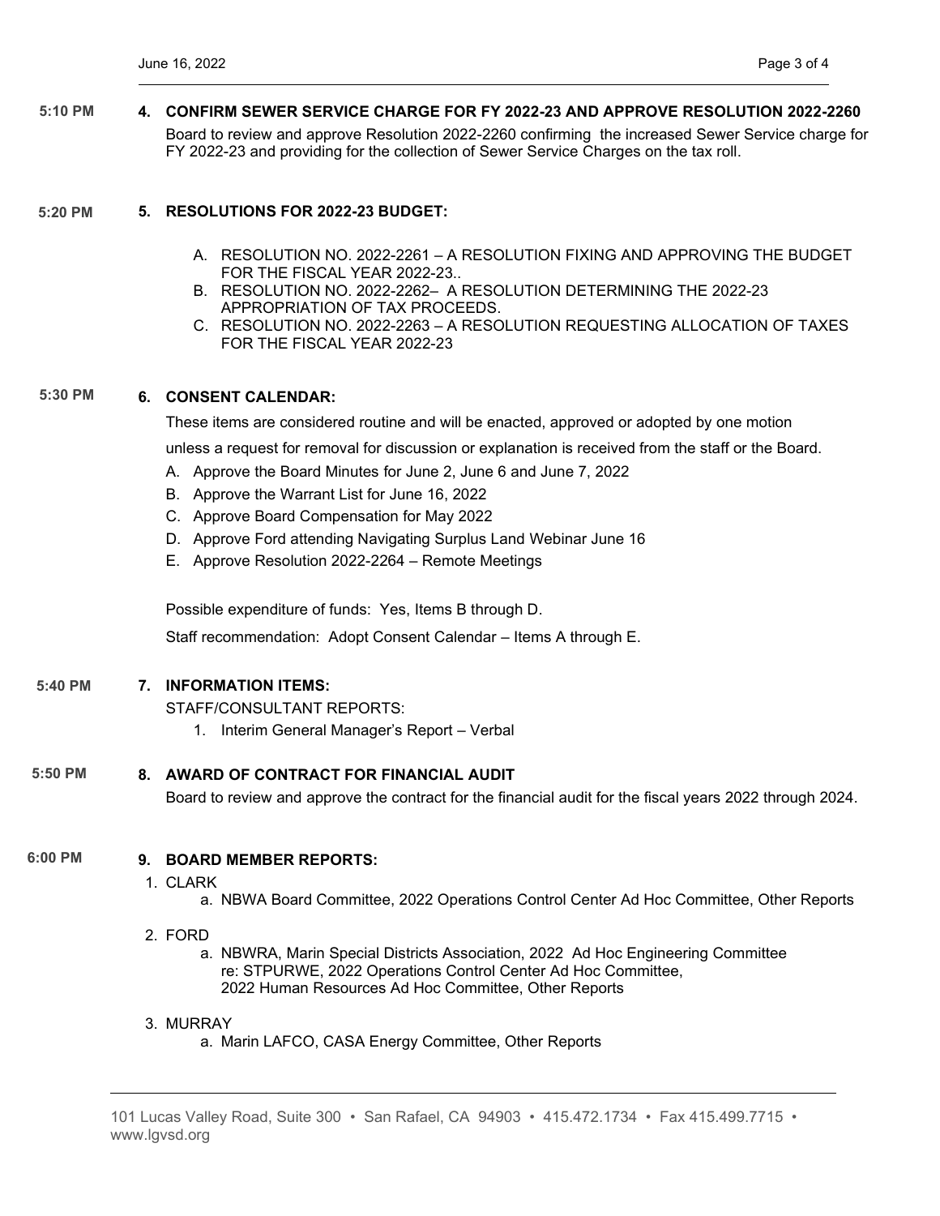**5:10 PM**

**4. CONFIRM SEWER SERVICE CHARGE FOR FY 2022-23 AND APPROVE RESOLUTION 2022-2260**

Board to review and approve Resolution 2022-2260 confirming the increased Sewer Service charge for FY 2022-23 and providing for the collection of Sewer Service Charges on the tax roll.

**5:20 PM**

**5. RESOLUTIONS FOR 2022-23 BUDGET:**

A. RESOLUTION NO. 2022-2261 – A RESOLUTION FIXING AND APPROVING THE BUDGET FOR THE FISCAL YEAR 2022-23..
B. RESOLUTION NO. 2022-2262– A RESOLUTION DETERMINING THE 2022-23 APPROPRIATION OF TAX PROCEEDS.
C. RESOLUTION NO. 2022-2263 – A RESOLUTION REQUESTING ALLOCATION OF TAXES FOR THE FISCAL YEAR 2022-23

**5:30 PM**

**6. CONSENT CALENDAR:**

These items are considered routine and will be enacted, approved or adopted by one motion unless a request for removal for discussion or explanation is received from the staff or the Board.

A. Approve the Board Minutes for June 2, June 6 and June 7, 2022
B. Approve the Warrant List for June 16, 2022
C. Approve Board Compensation for May 2022
D. Approve Ford attending Navigating Surplus Land Webinar June 16
E. Approve Resolution 2022-2264 – Remote Meetings

Possible expenditure of funds: Yes, Items B through D.

Staff recommendation: Adopt Consent Calendar – Items A through E.

**5:40 PM**

**7. INFORMATION ITEMS:**

STAFF/CONSULTANT REPORTS:

1. Interim General Manager's Report – Verbal

**5:50 PM**

**8. AWARD OF CONTRACT FOR FINANCIAL AUDIT**

Board to review and approve the contract for the financial audit for the fiscal years 2022 through 2024.

**6:00 PM**

**9. BOARD MEMBER REPORTS:**

1. CLARK
   a. NBWA Board Committee, 2022 Operations Control Center Ad Hoc Committee, Other Reports
2. FORD
   a. NBWRA, Marin Special Districts Association, 2022 Ad Hoc Engineering Committee re: STPURWE, 2022 Operations Control Center Ad Hoc Committee, 2022 Human Resources Ad Hoc Committee, Other Reports
3. MURRAY
   a. Marin LAFCO, CASA Energy Committee, Other Reports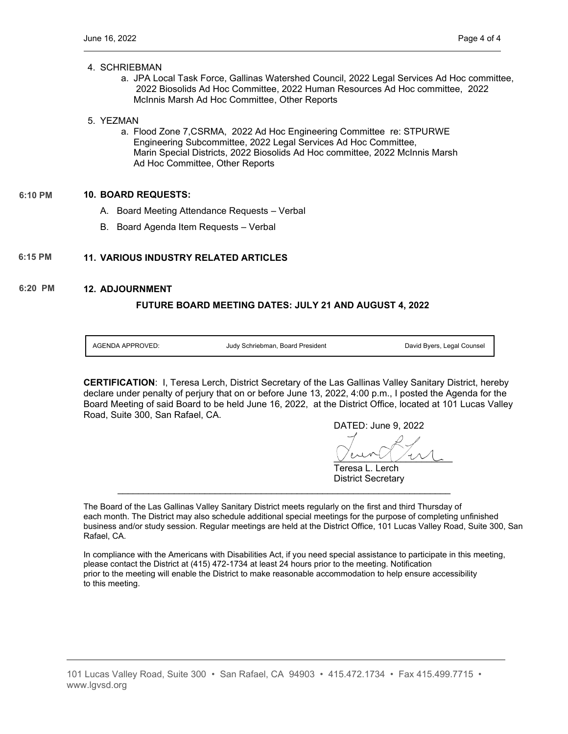4. SCHRIEBMAN
    a. JPA Local Task Force, Gallinas Watershed Council, 2022 Legal Services Ad Hoc committee, 2022 Biosolids Ad Hoc Committee, 2022 Human Resources Ad Hoc committee, 2022 McInnis Marsh Ad Hoc Committee, Other Reports

5. YEZMAN
    a. Flood Zone 7,CSRMA, 2022 Ad Hoc Engineering Committee re: STPURWE Engineering Subcommittee, 2022 Legal Services Ad Hoc Committee, Marin Special Districts, 2022 Biosolids Ad Hoc committee, 2022 McInnis Marsh Ad Hoc Committee, Other Reports

**6:10 PM** **10. BOARD REQUESTS:**

A. Board Meeting Attendance Requests – Verbal

B. Board Agenda Item Requests – Verbal

**6:15 PM** **11. VARIOUS INDUSTRY RELATED ARTICLES**

**6:20 PM** **12. ADJOURNMENT**

**FUTURE BOARD MEETING DATES: JULY 21 AND AUGUST 4, 2022**

| | | |
|---|---|---|
| AGENDA APPROVED: | Judy Schriebman, Board President | David Byers, Legal Counsel |

**CERTIFICATION**: I, Teresa Lerch, District Secretary of the Las Gallinas Valley Sanitary District, hereby declare under penalty of perjury that on or before June 13, 2022, 4:00 p.m., I posted the Agenda for the Board Meeting of said Board to be held June 16, 2022, at the District Office, located at 101 Lucas Valley Road, Suite 300, San Rafael, CA.

DATED: June 9, 2022

Teresa L. Lerch
District Secretary

The Board of the Las Gallinas Valley Sanitary District meets regularly on the first and third Thursday of each month. The District may also schedule additional special meetings for the purpose of completing unfinished business and/or study session. Regular meetings are held at the District Office, 101 Lucas Valley Road, Suite 300, San Rafael, CA.

In compliance with the Americans with Disabilities Act, if you need special assistance to participate in this meeting, please contact the District at (415) 472-1734 at least 24 hours prior to the meeting. Notification prior to the meeting will enable the District to make reasonable accommodation to help ensure accessibility to this meeting.

101 Lucas Valley Road, Suite 300 • San Rafael, CA 94903 • 415.472.1734 • Fax 415.499.7715 • www.lgvsd.org